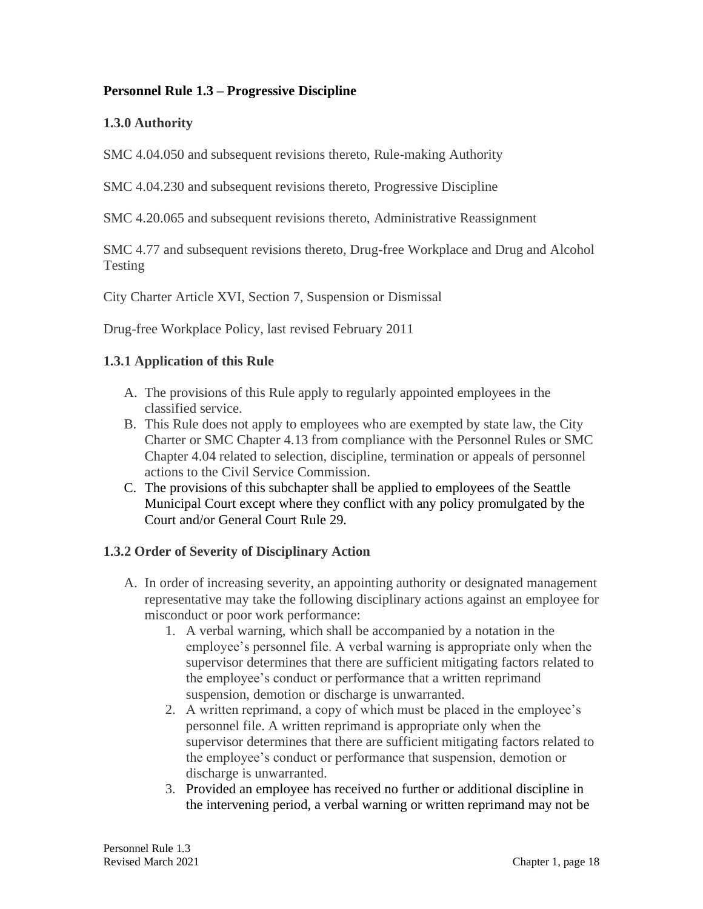## Personnel Rule 1.3 – Progressive Discipline

### 1.3.0 Authority

SMC 4.04.050 and subsequent revisions thereto, Rule-making Authority

SMC 4.04.230 and subsequent revisions thereto, Progressive Discipline

SMC 4.20.065 and subsequent revisions thereto, Administrative Reassignment

SMC 4.77 and subsequent revisions thereto, Drug-free Workplace and Drug and Alcohol Testing

City Charter Article XVI, Section 7, Suspension or Dismissal

Drug-free Workplace Policy, last revised February 2011

### 1.3.1 Application of this Rule

A. The provisions of this Rule apply to regularly appointed employees in the classified service.

B. This Rule does not apply to employees who are exempted by state law, the City Charter or SMC Chapter 4.13 from compliance with the Personnel Rules or SMC Chapter 4.04 related to selection, discipline, termination or appeals of personnel actions to the Civil Service Commission.

C. The provisions of this subchapter shall be applied to employees of the Seattle Municipal Court except where they conflict with any policy promulgated by the Court and/or General Court Rule 29.

### 1.3.2 Order of Severity of Disciplinary Action

A. In order of increasing severity, an appointing authority or designated management representative may take the following disciplinary actions against an employee for misconduct or poor work performance:

   1. A verbal warning, which shall be accompanied by a notation in the employee's personnel file. A verbal warning is appropriate only when the supervisor determines that there are sufficient mitigating factors related to the employee's conduct or performance that a written reprimand suspension, demotion or discharge is unwarranted.
   2. A written reprimand, a copy of which must be placed in the employee's personnel file. A written reprimand is appropriate only when the supervisor determines that there are sufficient mitigating factors related to the employee's conduct or performance that suspension, demotion or discharge is unwarranted.
   3. Provided an employee has received no further or additional discipline in the intervening period, a verbal warning or written reprimand may not be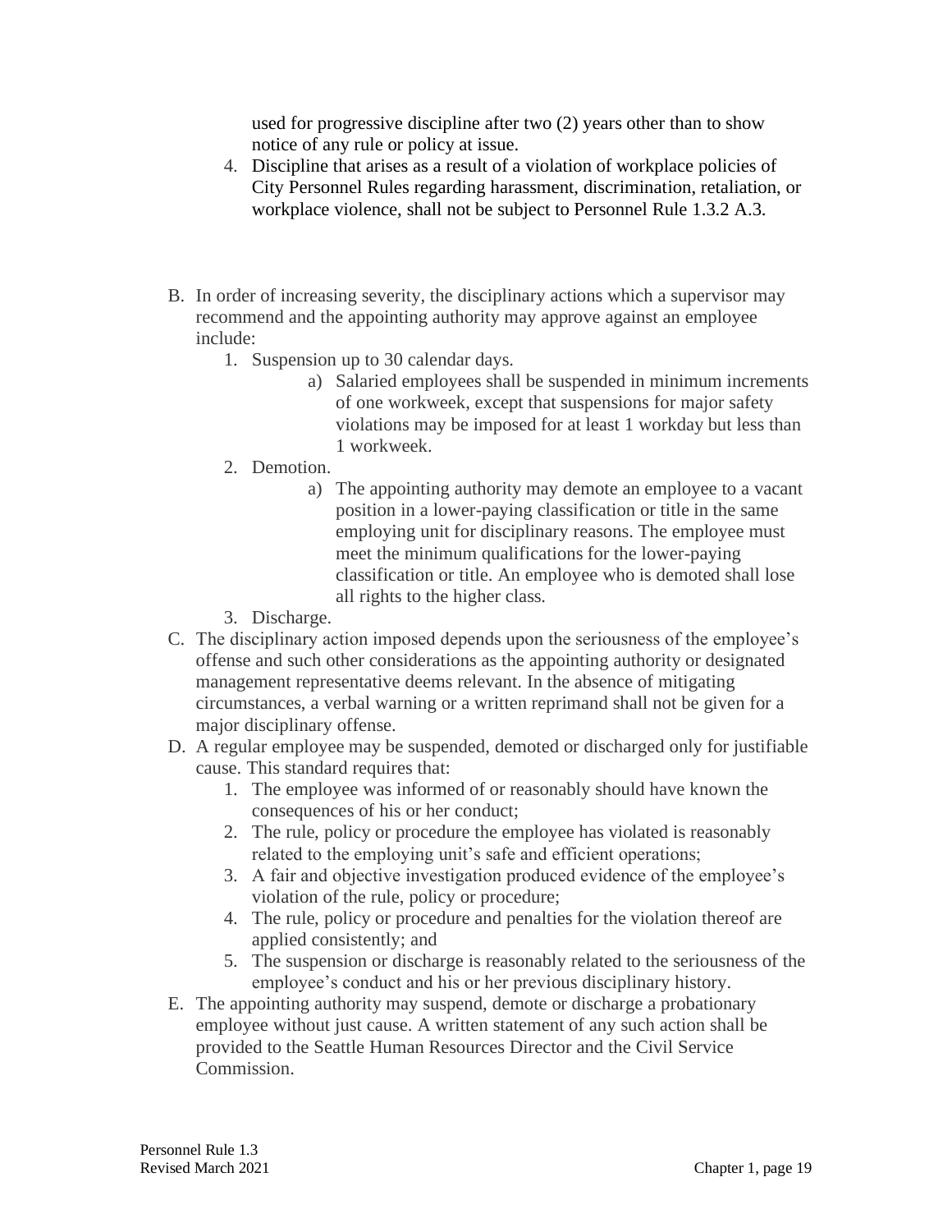used for progressive discipline after two (2) years other than to show notice of any rule or policy at issue.

4. Discipline that arises as a result of a violation of workplace policies of City Personnel Rules regarding harassment, discrimination, retaliation, or workplace violence, shall not be subject to Personnel Rule 1.3.2 A.3.

B. In order of increasing severity, the disciplinary actions which a supervisor may recommend and the appointing authority may approve against an employee include:
   1. Suspension up to 30 calendar days.
      a) Salaried employees shall be suspended in minimum increments of one workweek, except that suspensions for major safety violations may be imposed for at least 1 workday but less than 1 workweek.
   2. Demotion.
      a) The appointing authority may demote an employee to a vacant position in a lower-paying classification or title in the same employing unit for disciplinary reasons. The employee must meet the minimum qualifications for the lower-paying classification or title. An employee who is demoted shall lose all rights to the higher class.
   3. Discharge.

C. The disciplinary action imposed depends upon the seriousness of the employee's offense and such other considerations as the appointing authority or designated management representative deems relevant. In the absence of mitigating circumstances, a verbal warning or a written reprimand shall not be given for a major disciplinary offense.

D. A regular employee may be suspended, demoted or discharged only for justifiable cause. This standard requires that:
   1. The employee was informed of or reasonably should have known the consequences of his or her conduct;
   2. The rule, policy or procedure the employee has violated is reasonably related to the employing unit's safe and efficient operations;
   3. A fair and objective investigation produced evidence of the employee's violation of the rule, policy or procedure;
   4. The rule, policy or procedure and penalties for the violation thereof are applied consistently; and
   5. The suspension or discharge is reasonably related to the seriousness of the employee's conduct and his or her previous disciplinary history.

E. The appointing authority may suspend, demote or discharge a probationary employee without just cause. A written statement of any such action shall be provided to the Seattle Human Resources Director and the Civil Service Commission.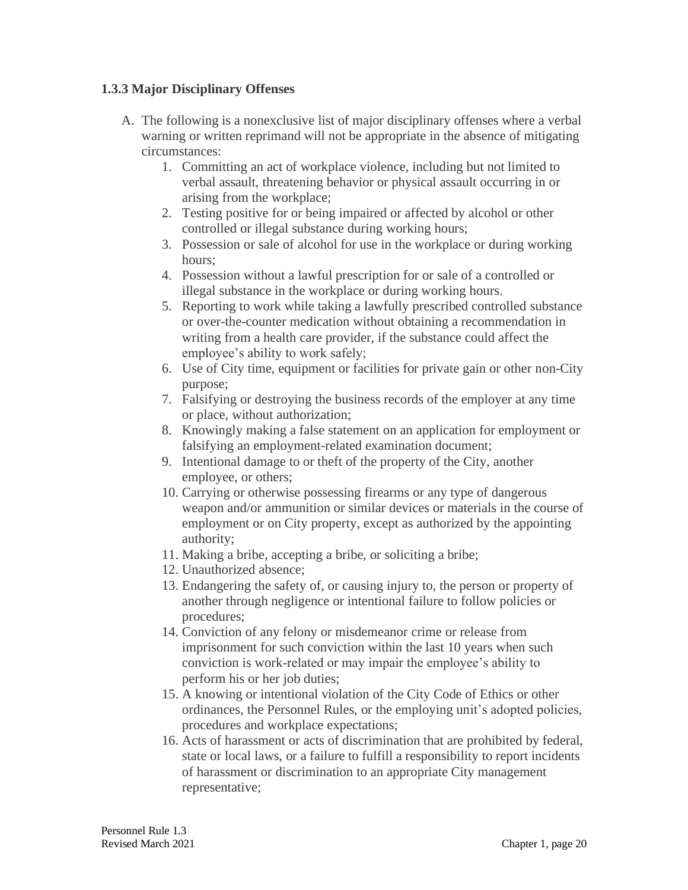### 1.3.3 Major Disciplinary Offenses

A. The following is a nonexclusive list of major disciplinary offenses where a verbal warning or written reprimand will not be appropriate in the absence of mitigating circumstances:

   1. Committing an act of workplace violence, including but not limited to verbal assault, threatening behavior or physical assault occurring in or arising from the workplace;
   2. Testing positive for or being impaired or affected by alcohol or other controlled or illegal substance during working hours;
   3. Possession or sale of alcohol for use in the workplace or during working hours;
   4. Possession without a lawful prescription for or sale of a controlled or illegal substance in the workplace or during working hours.
   5. Reporting to work while taking a lawfully prescribed controlled substance or over-the-counter medication without obtaining a recommendation in writing from a health care provider, if the substance could affect the employee's ability to work safely;
   6. Use of City time, equipment or facilities for private gain or other non-City purpose;
   7. Falsifying or destroying the business records of the employer at any time or place, without authorization;
   8. Knowingly making a false statement on an application for employment or falsifying an employment-related examination document;
   9. Intentional damage to or theft of the property of the City, another employee, or others;
   10. Carrying or otherwise possessing firearms or any type of dangerous weapon and/or ammunition or similar devices or materials in the course of employment or on City property, except as authorized by the appointing authority;
   11. Making a bribe, accepting a bribe, or soliciting a bribe;
   12. Unauthorized absence;
   13. Endangering the safety of, or causing injury to, the person or property of another through negligence or intentional failure to follow policies or procedures;
   14. Conviction of any felony or misdemeanor crime or release from imprisonment for such conviction within the last 10 years when such conviction is work-related or may impair the employee's ability to perform his or her job duties;
   15. A knowing or intentional violation of the City Code of Ethics or other ordinances, the Personnel Rules, or the employing unit's adopted policies, procedures and workplace expectations;
   16. Acts of harassment or acts of discrimination that are prohibited by federal, state or local laws, or a failure to fulfill a responsibility to report incidents of harassment or discrimination to an appropriate City management representative;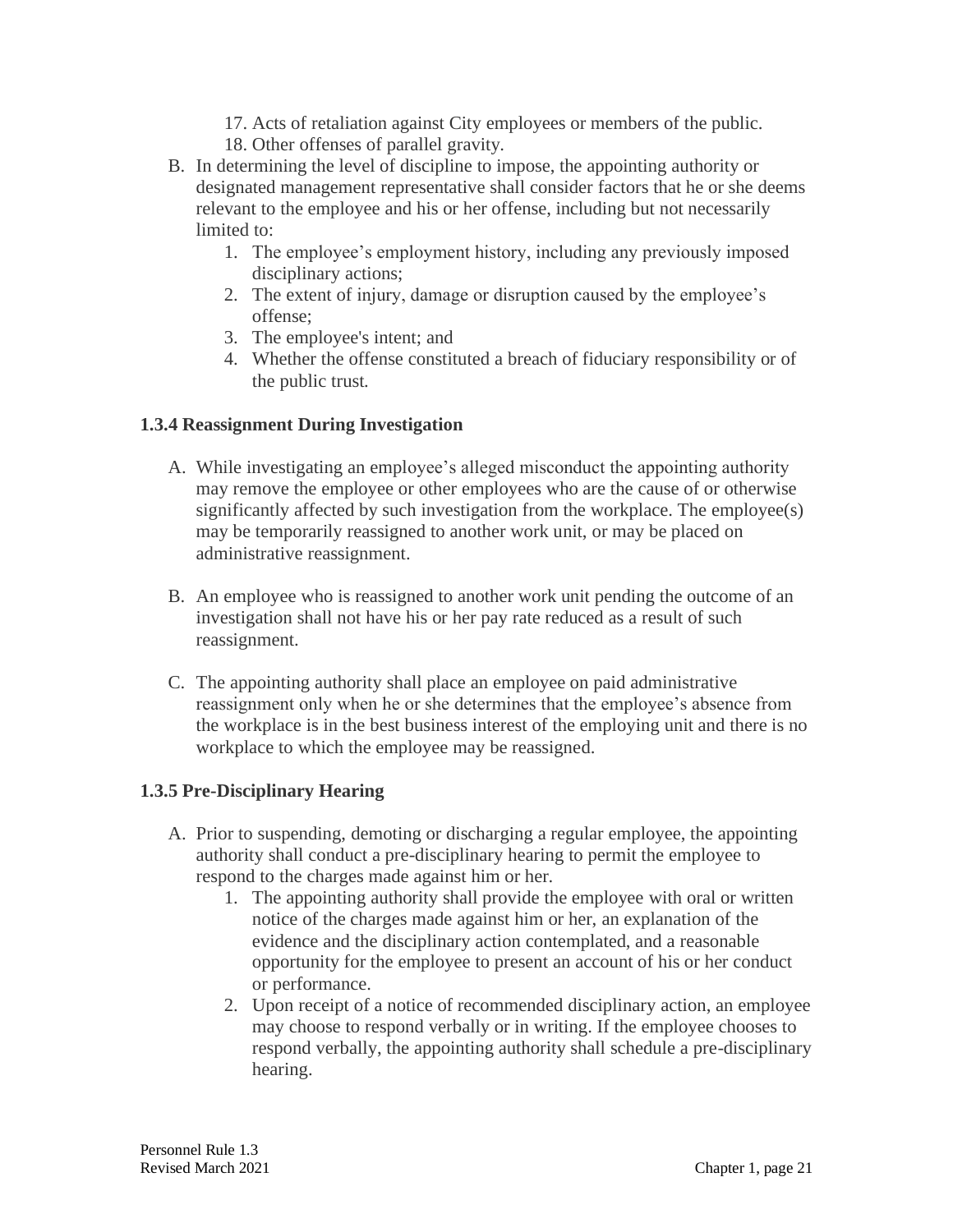17. Acts of retaliation against City employees or members of the public.
18. Other offenses of parallel gravity.

B. In determining the level of discipline to impose, the appointing authority or designated management representative shall consider factors that he or she deems relevant to the employee and his or her offense, including but not necessarily limited to:
   1. The employee's employment history, including any previously imposed disciplinary actions;
   2. The extent of injury, damage or disruption caused by the employee's offense;
   3. The employee's intent; and
   4. Whether the offense constituted a breach of fiduciary responsibility or of the public trust.

### 1.3.4 Reassignment During Investigation

A. While investigating an employee's alleged misconduct the appointing authority may remove the employee or other employees who are the cause of or otherwise significantly affected by such investigation from the workplace. The employee(s) may be temporarily reassigned to another work unit, or may be placed on administrative reassignment.

B. An employee who is reassigned to another work unit pending the outcome of an investigation shall not have his or her pay rate reduced as a result of such reassignment.

C. The appointing authority shall place an employee on paid administrative reassignment only when he or she determines that the employee's absence from the workplace is in the best business interest of the employing unit and there is no workplace to which the employee may be reassigned.

### 1.3.5 Pre-Disciplinary Hearing

A. Prior to suspending, demoting or discharging a regular employee, the appointing authority shall conduct a pre-disciplinary hearing to permit the employee to respond to the charges made against him or her.
   1. The appointing authority shall provide the employee with oral or written notice of the charges made against him or her, an explanation of the evidence and the disciplinary action contemplated, and a reasonable opportunity for the employee to present an account of his or her conduct or performance.
   2. Upon receipt of a notice of recommended disciplinary action, an employee may choose to respond verbally or in writing. If the employee chooses to respond verbally, the appointing authority shall schedule a pre-disciplinary hearing.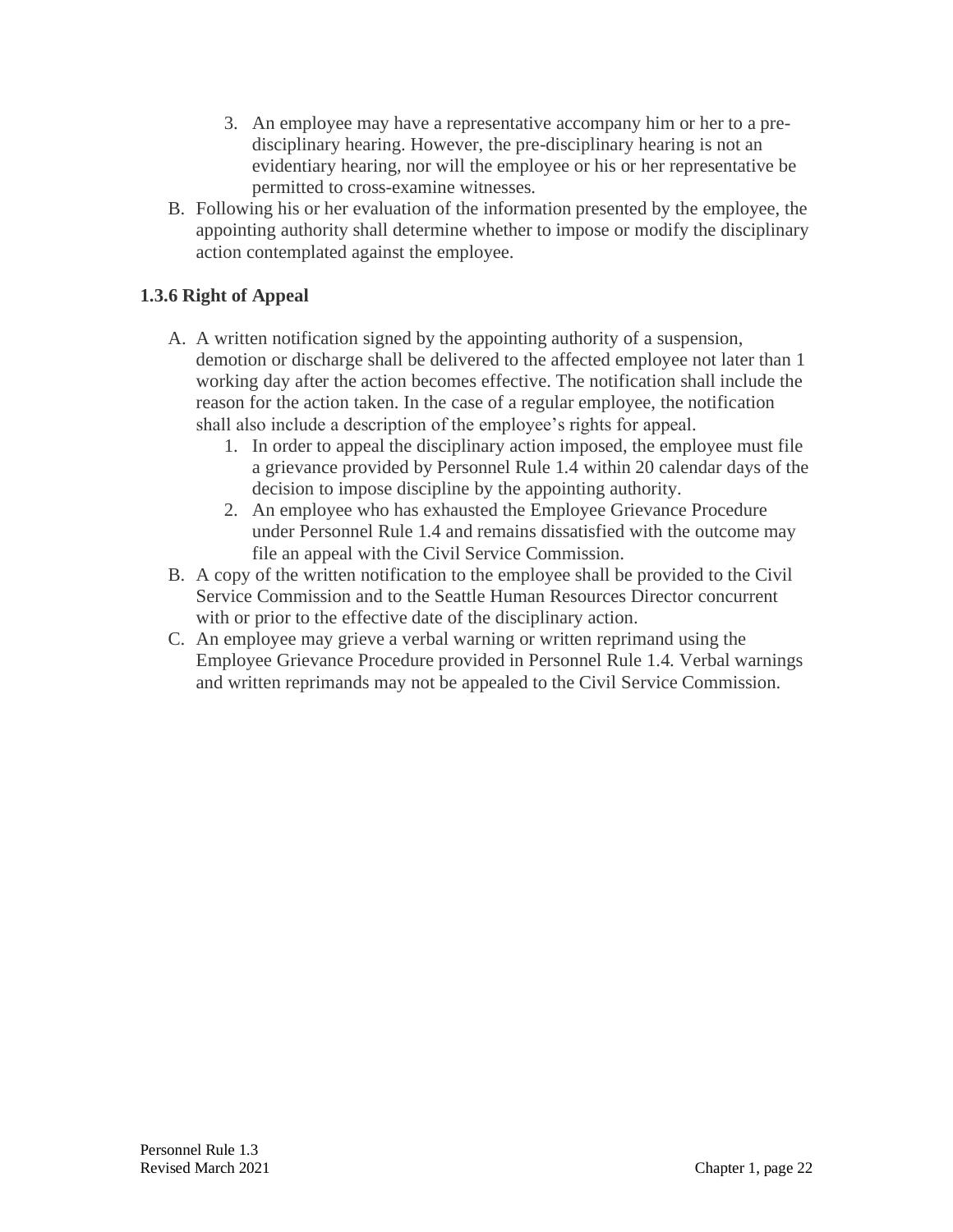3. An employee may have a representative accompany him or her to a pre-disciplinary hearing. However, the pre-disciplinary hearing is not an evidentiary hearing, nor will the employee or his or her representative be permitted to cross-examine witnesses.

B. Following his or her evaluation of the information presented by the employee, the appointing authority shall determine whether to impose or modify the disciplinary action contemplated against the employee.

### 1.3.6 Right of Appeal

A. A written notification signed by the appointing authority of a suspension, demotion or discharge shall be delivered to the affected employee not later than 1 working day after the action becomes effective. The notification shall include the reason for the action taken. In the case of a regular employee, the notification shall also include a description of the employee's rights for appeal.
   1. In order to appeal the disciplinary action imposed, the employee must file a grievance provided by Personnel Rule 1.4 within 20 calendar days of the decision to impose discipline by the appointing authority.
   2. An employee who has exhausted the Employee Grievance Procedure under Personnel Rule 1.4 and remains dissatisfied with the outcome may file an appeal with the Civil Service Commission.

B. A copy of the written notification to the employee shall be provided to the Civil Service Commission and to the Seattle Human Resources Director concurrent with or prior to the effective date of the disciplinary action.

C. An employee may grieve a verbal warning or written reprimand using the Employee Grievance Procedure provided in Personnel Rule 1.4. Verbal warnings and written reprimands may not be appealed to the Civil Service Commission.